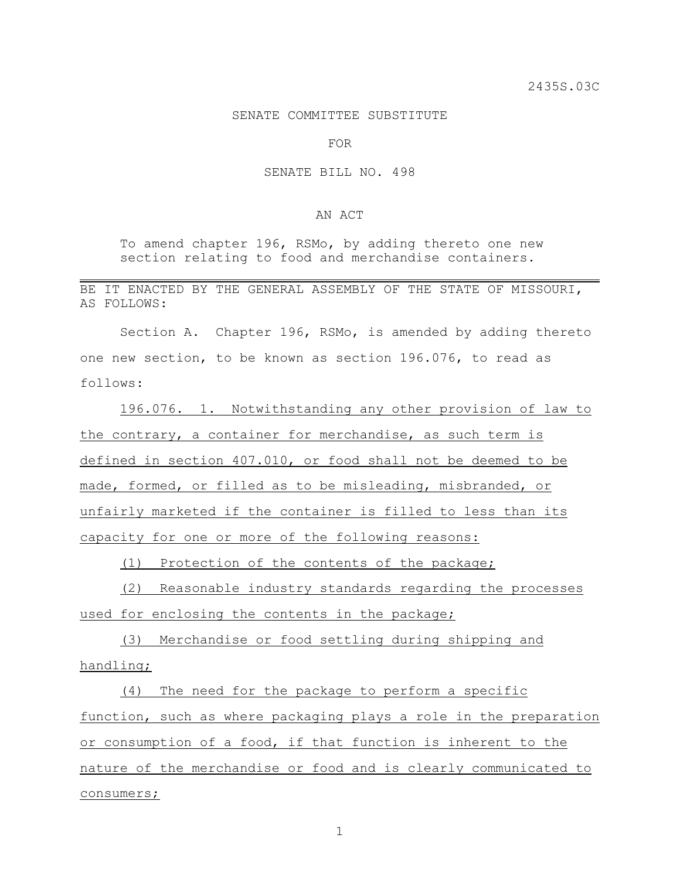2435S.03C

SENATE COMMITTEE SUBSTITUTE

FOR

SENATE BILL NO. 498

AN ACT

To amend chapter 196, RSMo, by adding thereto one new section relating to food and merchandise containers.

---

BE IT ENACTED BY THE GENERAL ASSEMBLY OF THE STATE OF MISSOURI, AS FOLLOWS:

Section A. Chapter 196, RSMo, is amended by adding thereto one new section, to be known as section 196.076, to read as follows:

196.076. 1. Notwithstanding any other provision of law to the contrary, a container for merchandise, as such term is defined in section 407.010, or food shall not be deemed to be made, formed, or filled as to be misleading, misbranded, or unfairly marketed if the container is filled to less than its capacity for one or more of the following reasons:

(1) Protection of the contents of the package;

(2) Reasonable industry standards regarding the processes used for enclosing the contents in the package;

(3) Merchandise or food settling during shipping and handling;

(4) The need for the package to perform a specific function, such as where packaging plays a role in the preparation or consumption of a food, if that function is inherent to the nature of the merchandise or food and is clearly communicated to consumers;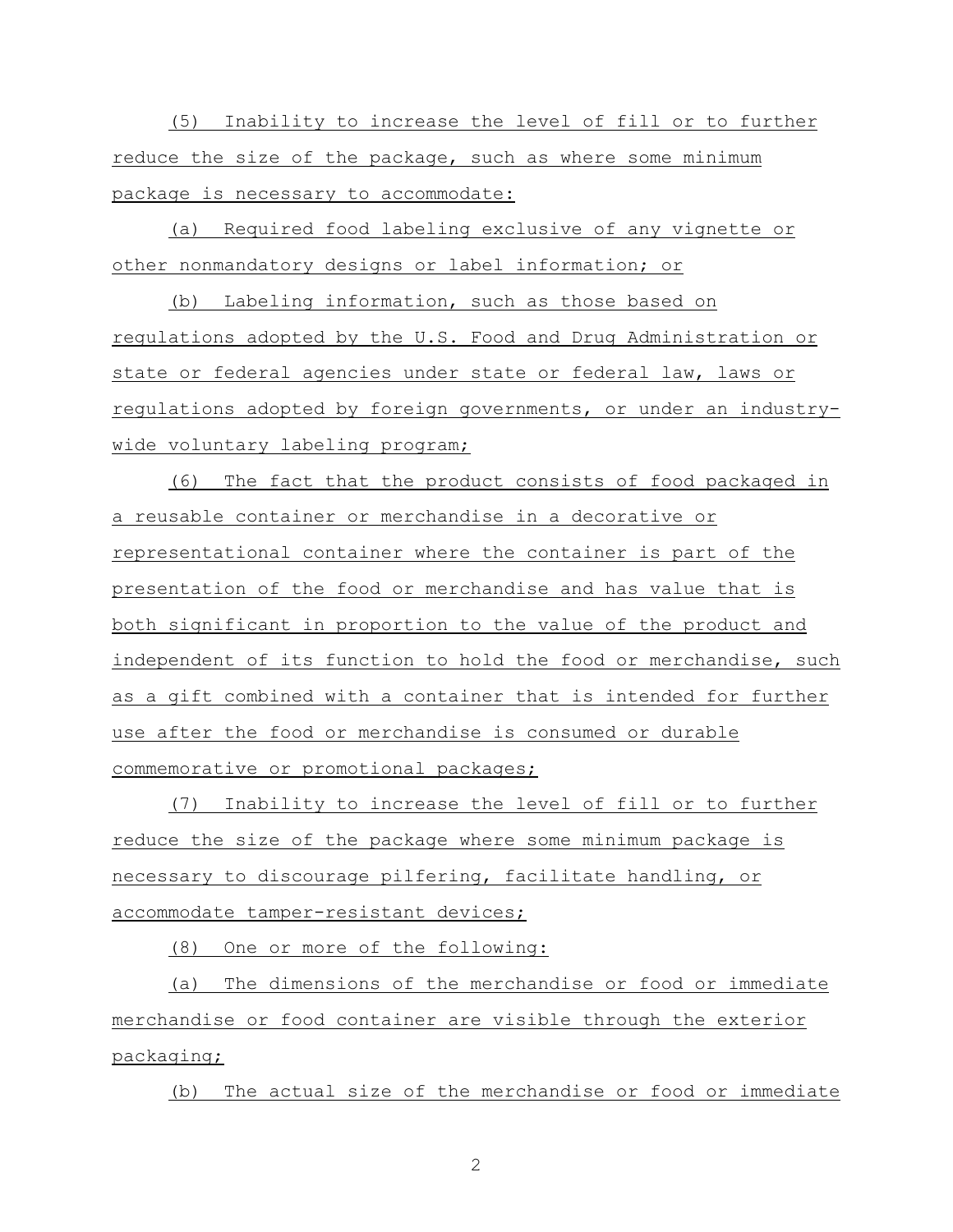(5) Inability to increase the level of fill or to further reduce the size of the package, such as where some minimum package is necessary to accommodate:

(a) Required food labeling exclusive of any vignette or other nonmandatory designs or label information; or

(b) Labeling information, such as those based on regulations adopted by the U.S. Food and Drug Administration or state or federal agencies under state or federal law, laws or regulations adopted by foreign governments, or under an industry-wide voluntary labeling program;

(6) The fact that the product consists of food packaged in a reusable container or merchandise in a decorative or representational container where the container is part of the presentation of the food or merchandise and has value that is both significant in proportion to the value of the product and independent of its function to hold the food or merchandise, such as a gift combined with a container that is intended for further use after the food or merchandise is consumed or durable commemorative or promotional packages;

(7) Inability to increase the level of fill or to further reduce the size of the package where some minimum package is necessary to discourage pilfering, facilitate handling, or accommodate tamper-resistant devices;

(8) One or more of the following:

(a) The dimensions of the merchandise or food or immediate merchandise or food container are visible through the exterior packaging;

(b) The actual size of the merchandise or food or immediate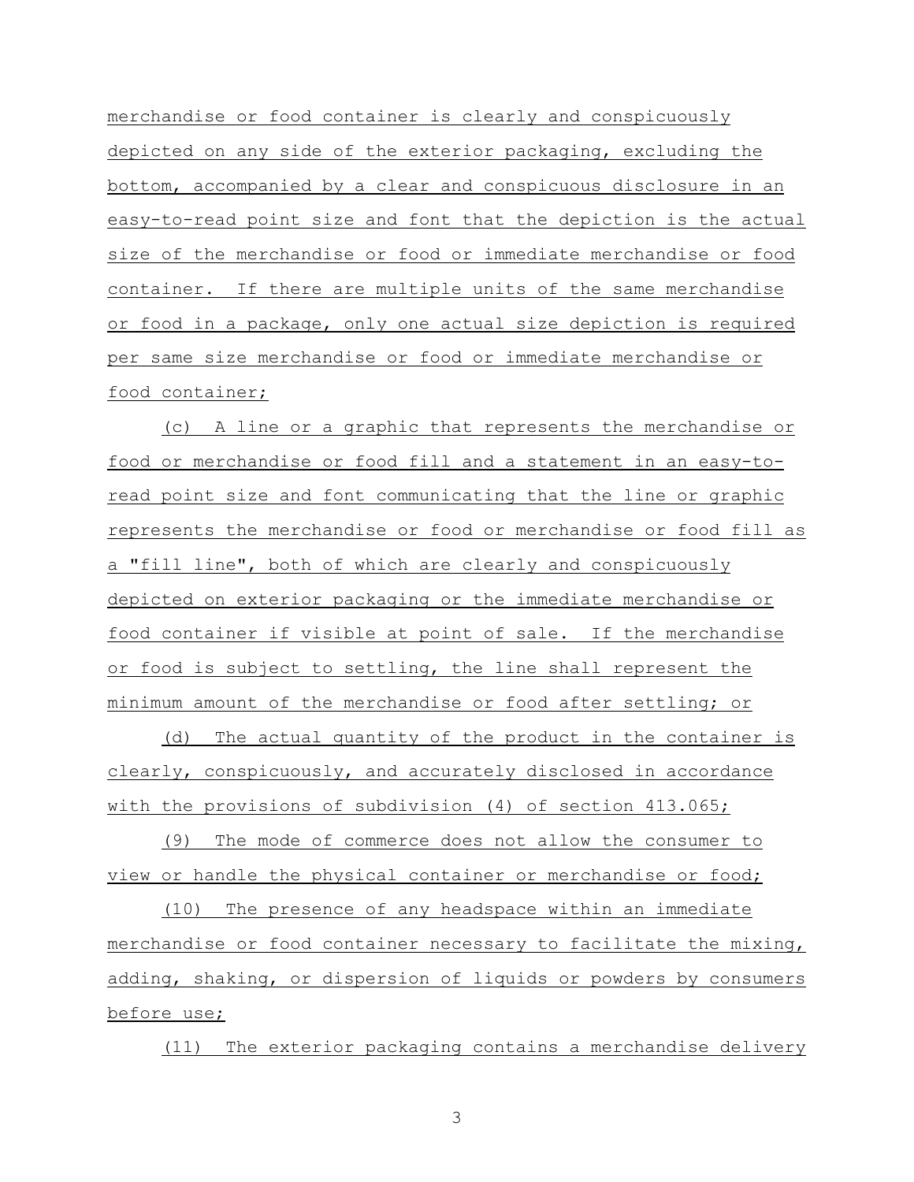merchandise or food container is clearly and conspicuously depicted on any side of the exterior packaging, excluding the bottom, accompanied by a clear and conspicuous disclosure in an easy-to-read point size and font that the depiction is the actual size of the merchandise or food or immediate merchandise or food container. If there are multiple units of the same merchandise or food in a package, only one actual size depiction is required per same size merchandise or food or immediate merchandise or food container;

(c) A line or a graphic that represents the merchandise or food or merchandise or food fill and a statement in an easy-to-read point size and font communicating that the line or graphic represents the merchandise or food or merchandise or food fill as a "fill line", both of which are clearly and conspicuously depicted on exterior packaging or the immediate merchandise or food container if visible at point of sale. If the merchandise or food is subject to settling, the line shall represent the minimum amount of the merchandise or food after settling; or

(d) The actual quantity of the product in the container is clearly, conspicuously, and accurately disclosed in accordance with the provisions of subdivision (4) of section 413.065;

(9) The mode of commerce does not allow the consumer to view or handle the physical container or merchandise or food;

(10) The presence of any headspace within an immediate merchandise or food container necessary to facilitate the mixing, adding, shaking, or dispersion of liquids or powders by consumers before use;

(11) The exterior packaging contains a merchandise delivery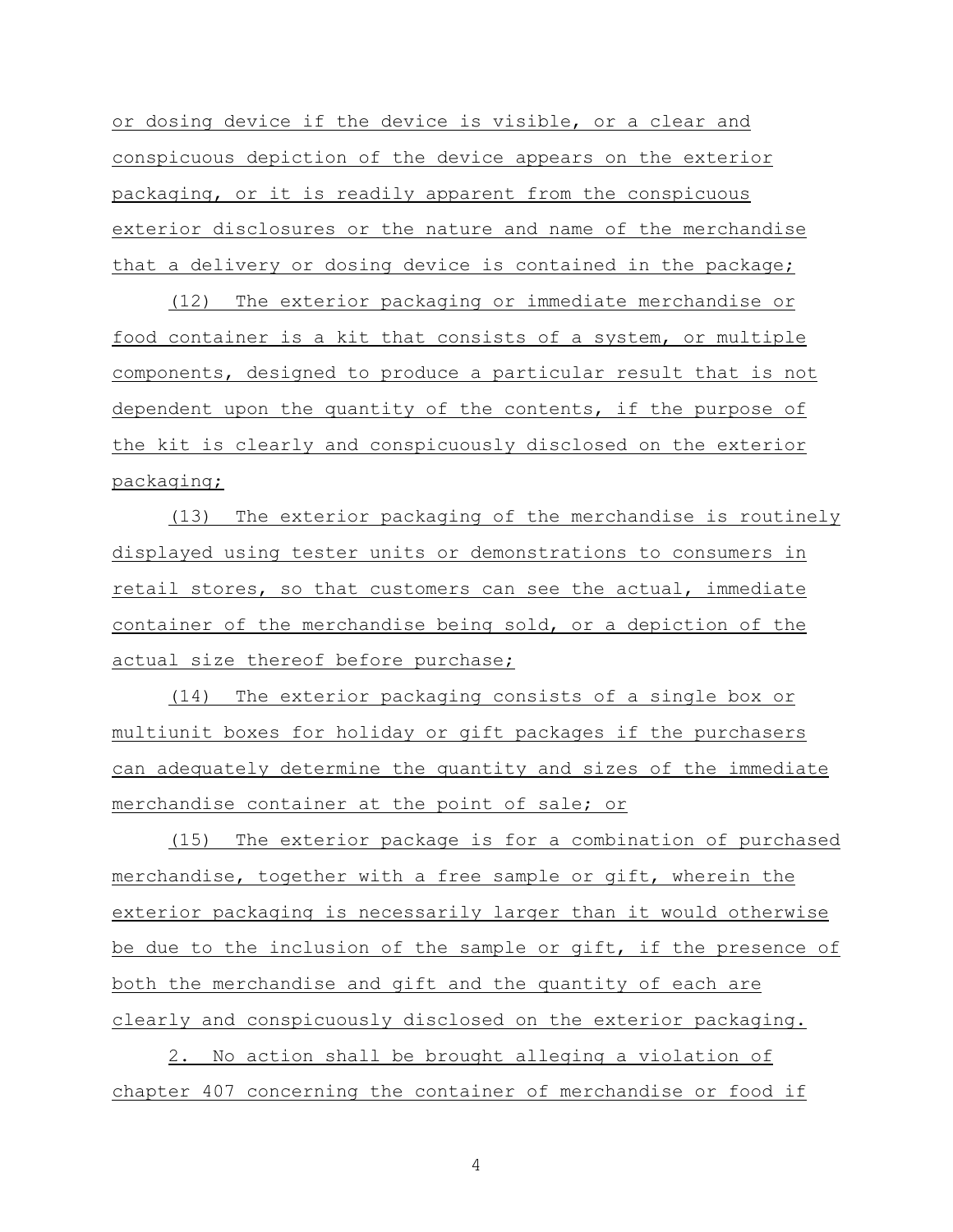or dosing device if the device is visible, or a clear and conspicuous depiction of the device appears on the exterior packaging, or it is readily apparent from the conspicuous exterior disclosures or the nature and name of the merchandise that a delivery or dosing device is contained in the package;

(12) The exterior packaging or immediate merchandise or food container is a kit that consists of a system, or multiple components, designed to produce a particular result that is not dependent upon the quantity of the contents, if the purpose of the kit is clearly and conspicuously disclosed on the exterior packaging;

(13) The exterior packaging of the merchandise is routinely displayed using tester units or demonstrations to consumers in retail stores, so that customers can see the actual, immediate container of the merchandise being sold, or a depiction of the actual size thereof before purchase;

(14) The exterior packaging consists of a single box or multiunit boxes for holiday or gift packages if the purchasers can adequately determine the quantity and sizes of the immediate merchandise container at the point of sale; or

(15) The exterior package is for a combination of purchased merchandise, together with a free sample or gift, wherein the exterior packaging is necessarily larger than it would otherwise be due to the inclusion of the sample or gift, if the presence of both the merchandise and gift and the quantity of each are clearly and conspicuously disclosed on the exterior packaging.

2. No action shall be brought alleging a violation of chapter 407 concerning the container of merchandise or food if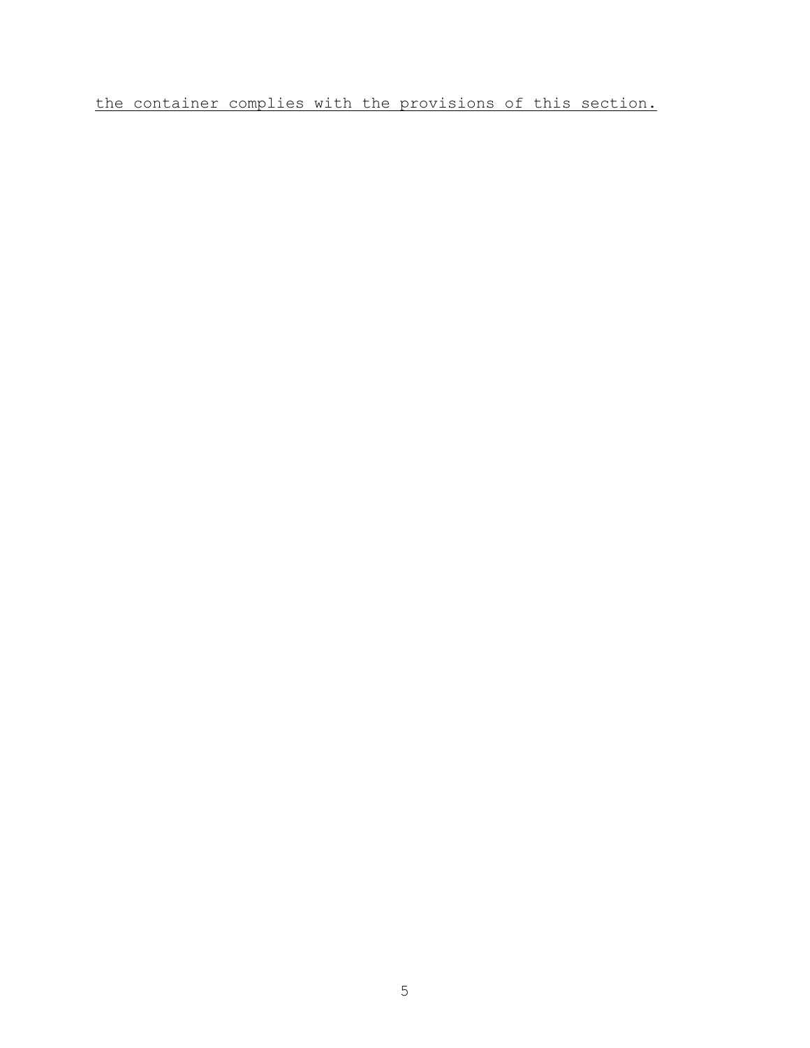<u>the container complies with the provisions of this section.</u>